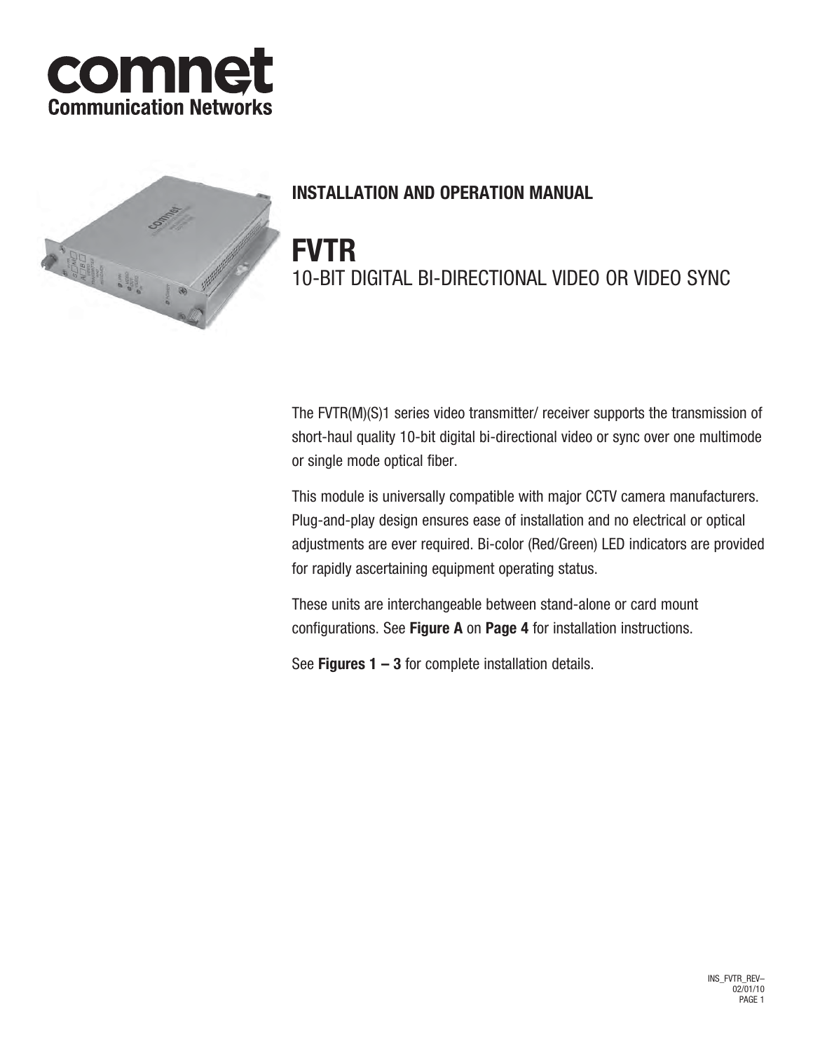comnet
Communication Networks

## INSTALLATION AND OPERATION MANUAL

# FVTR

10-BIT DIGITAL BI-DIRECTIONAL VIDEO OR VIDEO SYNC

The FVTR(M)(S)1 series video transmitter/ receiver supports the transmission of short-haul quality 10-bit digital bi-directional video or sync over one multimode or single mode optical fiber.

This module is universally compatible with major CCTV camera manufacturers. Plug-and-play design ensures ease of installation and no electrical or optical adjustments are ever required. Bi-color (Red/Green) LED indicators are provided for rapidly ascertaining equipment operating status.

These units are interchangeable between stand-alone or card mount configurations. See **Figure A** on **Page 4** for installation instructions.

See **Figures 1 – 3** for complete installation details.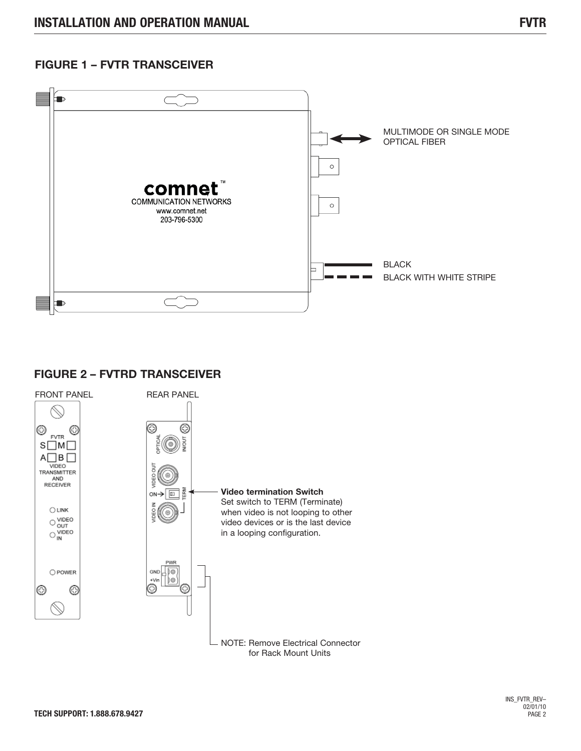## FIGURE 1 – FVTR TRANSCEIVER

MULTIMODE OR SINGLE MODE OPTICAL FIBER

BLACK

BLACK WITH WHITE STRIPE

## FIGURE 2 – FVTRD TRANSCEIVER

FRONT PANEL

REAR PANEL

**Video termination Switch**
Set switch to TERM (Terminate) when video is not looping to other video devices or is the last device in a looping configuration.

NOTE: Remove Electrical Connector for Rack Mount Units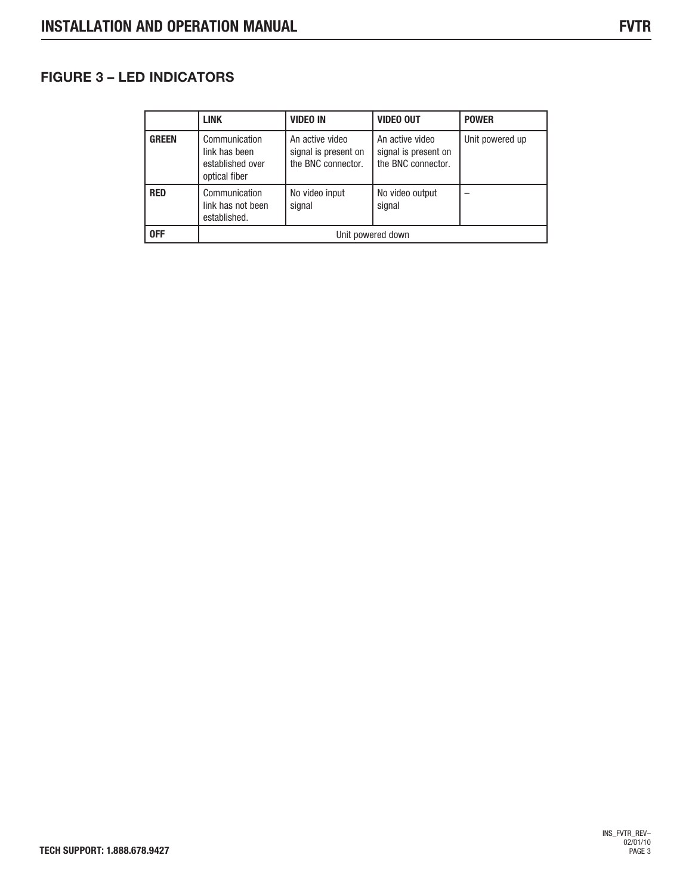## FIGURE 3 – LED INDICATORS

| | LINK | VIDEO IN | VIDEO OUT | POWER |
|---|---|---|---|---|
| **GREEN** | Communication link has been established over optical fiber | An active video signal is present on the BNC connector. | An active video signal is present on the BNC connector. | Unit powered up |
| **RED** | Communication link has not been established. | No video input signal | No video output signal | – |
| **OFF** | Unit powered down | | | |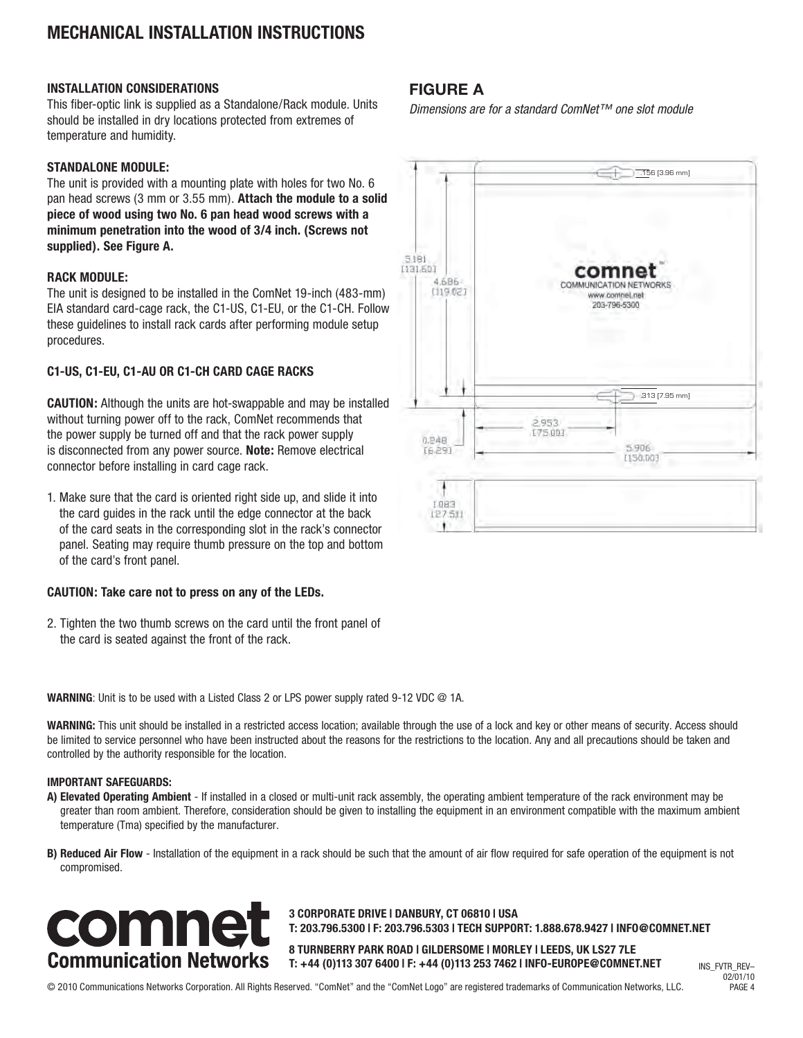# MECHANICAL INSTALLATION INSTRUCTIONS

### INSTALLATION CONSIDERATIONS

This fiber-optic link is supplied as a Standalone/Rack module. Units should be installed in dry locations protected from extremes of temperature and humidity.

### STANDALONE MODULE:

The unit is provided with a mounting plate with holes for two No. 6 pan head screws (3 mm or 3.55 mm). **Attach the module to a solid piece of wood using two No. 6 pan head wood screws with a minimum penetration into the wood of 3/4 inch. (Screws not supplied). See Figure A.**

### RACK MODULE:

The unit is designed to be installed in the ComNet 19-inch (483-mm) EIA standard card-cage rack, the C1-US, C1-EU, or the C1-CH. Follow these guidelines to install rack cards after performing module setup procedures.

### C1-US, C1-EU, C1-AU OR C1-CH CARD CAGE RACKS

**CAUTION:** Although the units are hot-swappable and may be installed without turning power off to the rack, ComNet recommends that the power supply be turned off and that the rack power supply is disconnected from any power source. **Note:** Remove electrical connector before installing in card cage rack.

1. Make sure that the card is oriented right side up, and slide it into the card guides in the rack until the edge connector at the back of the card seats in the corresponding slot in the rack's connector panel. Seating may require thumb pressure on the top and bottom of the card's front panel.

**CAUTION: Take care not to press on any of the LEDs.**

2. Tighten the two thumb screws on the card until the front panel of the card is seated against the front of the rack.

## FIGURE A

*Dimensions are for a standard ComNet™ one slot module*

.156 [3.96 mm]

5.181
[131.60]

4.686
[119.02]

comnet™
COMMUNICATION NETWORKS
www.comnet.net
203-796-5300

.313 [7.95 mm]

2.953
[75.00]

0.248
[6.29]

5.906
[150.00]

1.083
[27.51]

**WARNING**: Unit is to be used with a Listed Class 2 or LPS power supply rated 9-12 VDC @ 1A.

**WARNING:** This unit should be installed in a restricted access location; available through the use of a lock and key or other means of security. Access should be limited to service personnel who have been instructed about the reasons for the restrictions to the location. Any and all precautions should be taken and controlled by the authority responsible for the location.

**IMPORTANT SAFEGUARDS:**

**A) Elevated Operating Ambient** - If installed in a closed or multi-unit rack assembly, the operating ambient temperature of the rack environment may be greater than room ambient. Therefore, consideration should be given to installing the equipment in an environment compatible with the maximum ambient temperature (Tma) specified by the manufacturer.

**B) Reduced Air Flow** - Installation of the equipment in a rack should be such that the amount of air flow required for safe operation of the equipment is not compromised.

comnet
Communication Networks

**3 CORPORATE DRIVE | DANBURY, CT 06810 | USA**
**T: 203.796.5300 | F: 203.796.5303 | TECH SUPPORT: 1.888.678.9427 | INFO@COMNET.NET**

**8 TURNBERRY PARK ROAD | GILDERSOME | MORLEY | LEEDS, UK LS27 7LE**
**T: +44 (0)113 307 6400 | F: +44 (0)113 253 7462 | INFO-EUROPE@COMNET.NET**

INS_FVTR_REV–
02/01/10

© 2010 Communications Networks Corporation. All Rights Reserved. "ComNet" and the "ComNet Logo" are registered trademarks of Communication Networks, LLC.